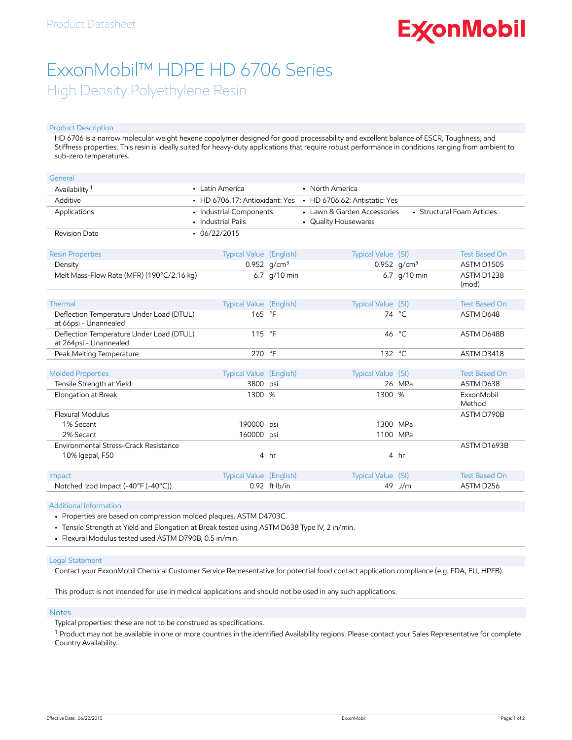Product Datasheet

# ExxonMobil™ HDPE HD 6706 Series

## High Density Polyethylene Resin

### Product Description

HD 6706 is a narrow molecular weight hexene copolymer designed for good processability and excellent balance of ESCR, Toughness, and Stiffness properties. This resin is ideally suited for heavy-duty applications that require robust performance in conditions ranging from ambient to sub-zero temperatures.

| General | | | |
|---|---|---|---|
| Availability [1] | • Latin America | • North America | |
| Additive | • HD 6706.17: Antioxidant: Yes | • HD 6706.62: Antistatic: Yes | |
| Applications | • Industrial Components<br>• Industrial Pails | • Lawn & Garden Accessories<br>• Quality Housewares | • Structural Foam Articles |
| Revision Date | • 06/22/2015 | | |

| Resin Properties | Typical Value (English) | | Typical Value (SI) | | Test Based On |
|---|---|---|---|---|---|
| Density | 0.952 | g/cm³ | 0.952 | g/cm³ | ASTM D1505 |
| Melt Mass-Flow Rate (MFR) (190°C/2.16 kg) | 6.7 | g/10 min | 6.7 | g/10 min | ASTM D1238 (mod) |

| Thermal | Typical Value (English) | | Typical Value (SI) | | Test Based On |
|---|---|---|---|---|---|
| Deflection Temperature Under Load (DTUL) at 66psi - Unannealed | 165 | °F | 74 | °C | ASTM D648 |
| Deflection Temperature Under Load (DTUL) at 264psi - Unannealed | 115 | °F | 46 | °C | ASTM D648B |
| Peak Melting Temperature | 270 | °F | 132 | °C | ASTM D3418 |

| Molded Properties | Typical Value (English) | | Typical Value (SI) | | Test Based On |
|---|---|---|---|---|---|
| Tensile Strength at Yield | 3800 | psi | 26 | MPa | ASTM D638 |
| Elongation at Break | 1300 | % | 1300 | % | ExxonMobil Method |
| Flexural Modulus | | | | | ASTM D790B |
| 1% Secant | 190000 | psi | 1300 | MPa | |
| 2% Secant | 160000 | psi | 1100 | MPa | |
| Environmental Stress-Crack Resistance | | | | | ASTM D1693B |
| 10% Igepal, F50 | 4 | hr | 4 | hr | |

| Impact | Typical Value (English) | | Typical Value (SI) | | Test Based On |
|---|---|---|---|---|---|
| Notched Izod Impact (-40°F (-40°C)) | 0.92 | ft·lb/in | 49 | J/m | ASTM D256 |

### Additional Information

- Properties are based on compression molded plaques, ASTM D4703C.
- Tensile Strength at Yield and Elongation at Break tested using ASTM D638 Type IV, 2 in/min.
- Flexural Modulus tested used ASTM D790B, 0.5 in/min.

### Legal Statement

Contact your ExxonMobil Chemical Customer Service Representative for potential food contact application compliance (e.g. FDA, EU, HPFB).

This product is not intended for use in medical applications and should not be used in any such applications.

### Notes

Typical properties: these are not to be construed as specifications.

[1] Product may not be available in one or more countries in the identified Availability regions. Please contact your Sales Representative for complete Country Availability.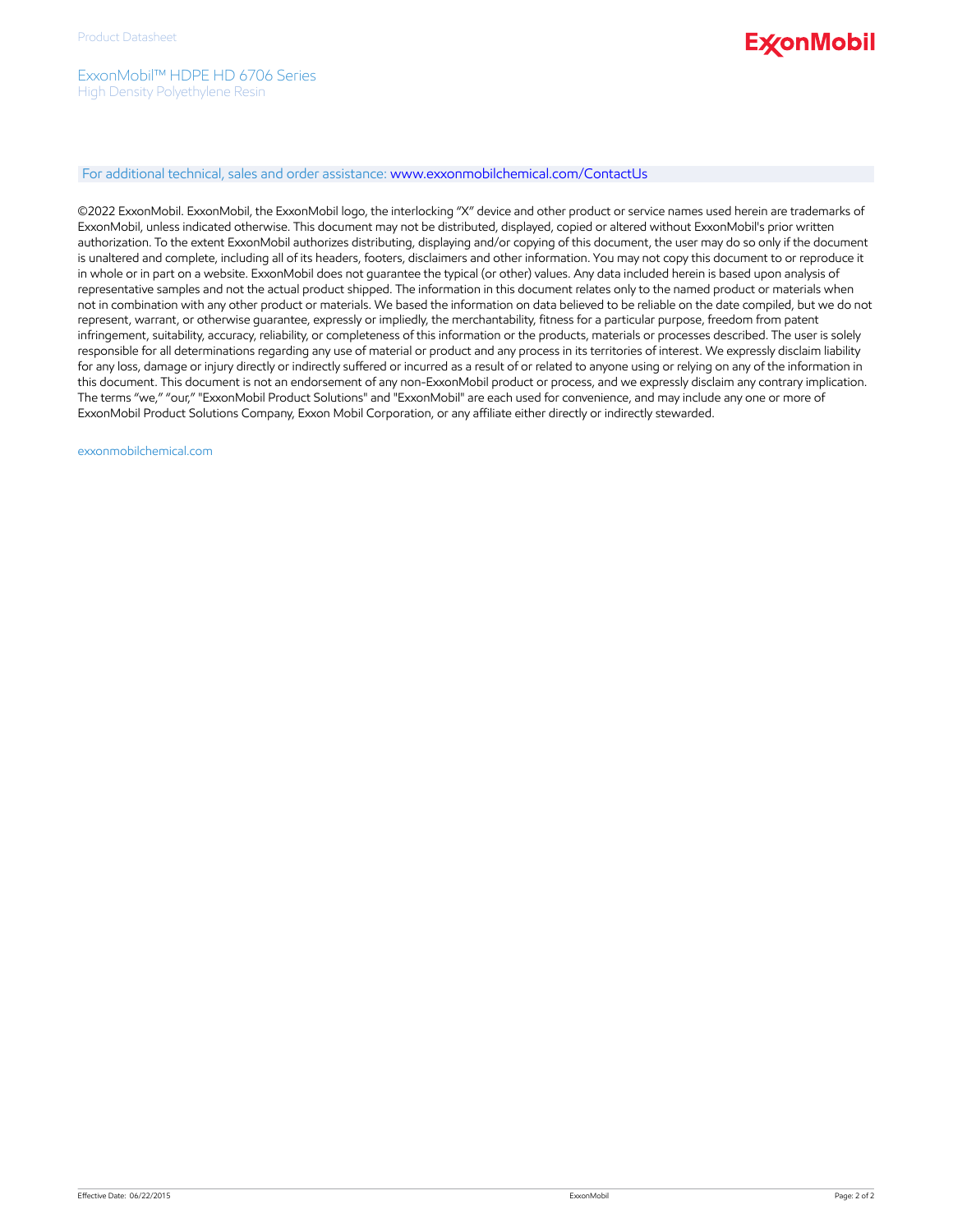For additional technical, sales and order assistance: www.exxonmobilchemical.com/ContactUs

©2022 ExxonMobil. ExxonMobil, the ExxonMobil logo, the interlocking "X" device and other product or service names used herein are trademarks of ExxonMobil, unless indicated otherwise. This document may not be distributed, displayed, copied or altered without ExxonMobil's prior written authorization. To the extent ExxonMobil authorizes distributing, displaying and/or copying of this document, the user may do so only if the document is unaltered and complete, including all of its headers, footers, disclaimers and other information. You may not copy this document to or reproduce it in whole or in part on a website. ExxonMobil does not guarantee the typical (or other) values. Any data included herein is based upon analysis of representative samples and not the actual product shipped. The information in this document relates only to the named product or materials when not in combination with any other product or materials. We based the information on data believed to be reliable on the date compiled, but we do not represent, warrant, or otherwise guarantee, expressly or impliedly, the merchantability, fitness for a particular purpose, freedom from patent infringement, suitability, accuracy, reliability, or completeness of this information or the products, materials or processes described. The user is solely responsible for all determinations regarding any use of material or product and any process in its territories of interest. We expressly disclaim liability for any loss, damage or injury directly or indirectly suffered or incurred as a result of or related to anyone using or relying on any of the information in this document. This document is not an endorsement of any non-ExxonMobil product or process, and we expressly disclaim any contrary implication. The terms "we," "our," "ExxonMobil Product Solutions" and "ExxonMobil" are each used for convenience, and may include any one or more of ExxonMobil Product Solutions Company, Exxon Mobil Corporation, or any affiliate either directly or indirectly stewarded.

exxonmobilchemical.com

Effective Date: 06/22/2015